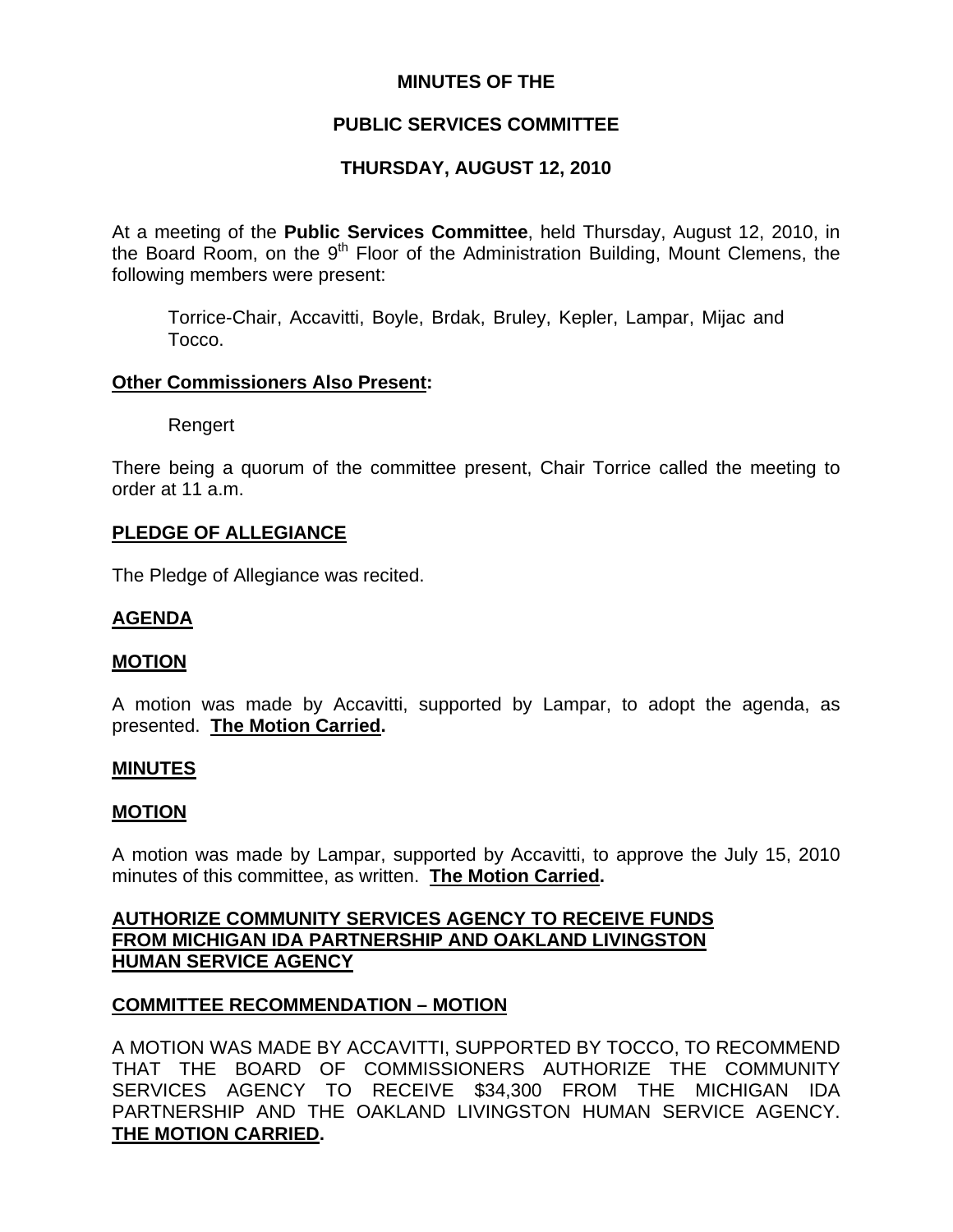# MINUTES OF THE

# PUBLIC SERVICES COMMITTEE

# THURSDAY, AUGUST 12, 2010

At a meeting of the **Public Services Committee**, held Thursday, August 12, 2010, in the Board Room, on the 9th Floor of the Administration Building, Mount Clemens, the following members were present:

Torrice-Chair, Accavitti, Boyle, Brdak, Bruley, Kepler, Lampar, Mijac and Tocco.

**Other Commissioners Also Present:**

Rengert

There being a quorum of the committee present, Chair Torrice called the meeting to order at 11 a.m.

**PLEDGE OF ALLEGIANCE**

The Pledge of Allegiance was recited.

**AGENDA**

**MOTION**

A motion was made by Accavitti, supported by Lampar, to adopt the agenda, as presented. **The Motion Carried.**

**MINUTES**

**MOTION**

A motion was made by Lampar, supported by Accavitti, to approve the July 15, 2010 minutes of this committee, as written. **The Motion Carried.**

**AUTHORIZE COMMUNITY SERVICES AGENCY TO RECEIVE FUNDS FROM MICHIGAN IDA PARTNERSHIP AND OAKLAND LIVINGSTON HUMAN SERVICE AGENCY**

**COMMITTEE RECOMMENDATION – MOTION**

A MOTION WAS MADE BY ACCAVITTI, SUPPORTED BY TOCCO, TO RECOMMEND THAT THE BOARD OF COMMISSIONERS AUTHORIZE THE COMMUNITY SERVICES AGENCY TO RECEIVE $34,300 FROM THE MICHIGAN IDA PARTNERSHIP AND THE OAKLAND LIVINGSTON HUMAN SERVICE AGENCY. **THE MOTION CARRIED.**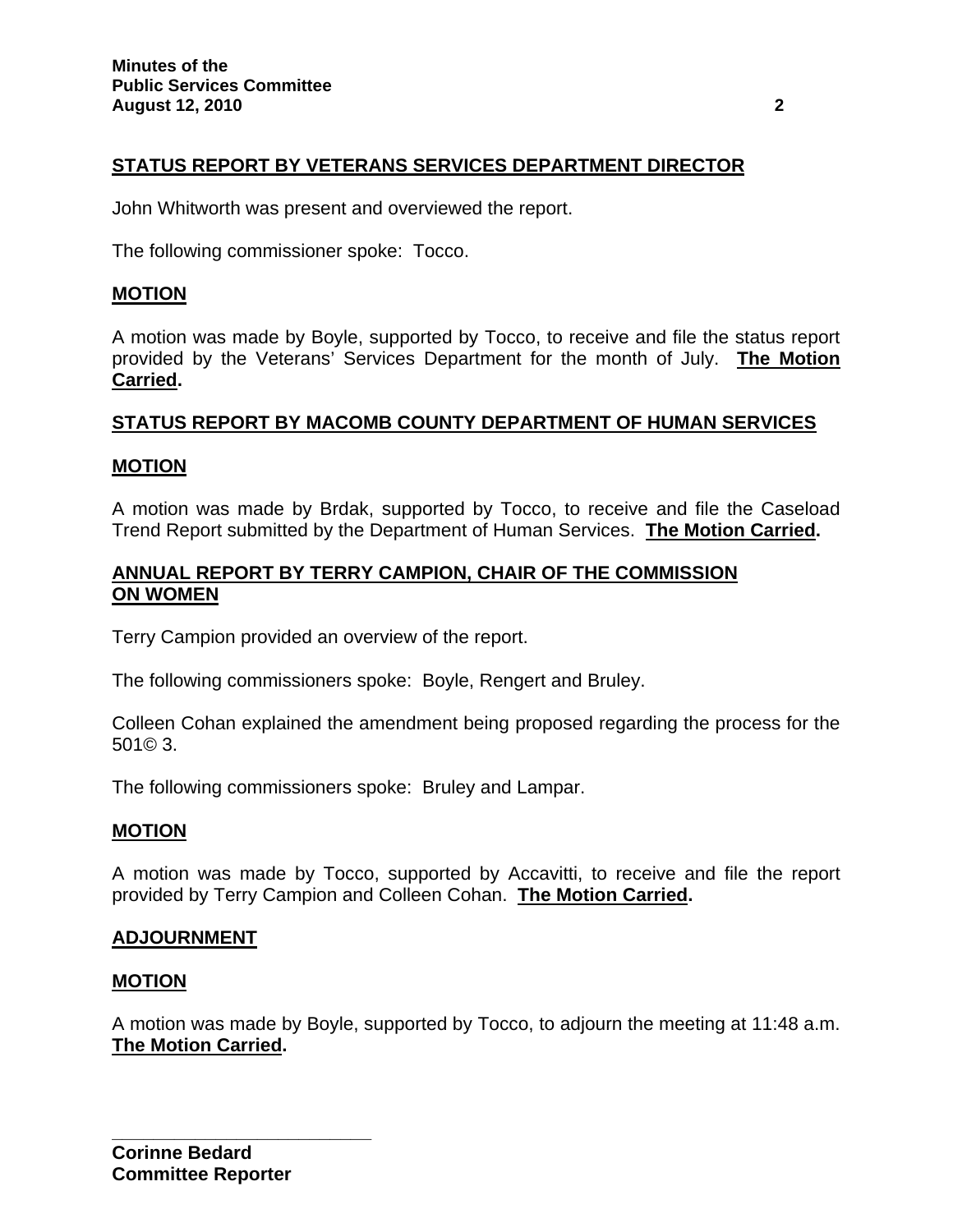## STATUS REPORT BY VETERANS SERVICES DEPARTMENT DIRECTOR

John Whitworth was present and overviewed the report.

The following commissioner spoke: Tocco.

### MOTION

A motion was made by Boyle, supported by Tocco, to receive and file the status report provided by the Veterans' Services Department for the month of July. **The Motion Carried.**

## STATUS REPORT BY MACOMB COUNTY DEPARTMENT OF HUMAN SERVICES

### MOTION

A motion was made by Brdak, supported by Tocco, to receive and file the Caseload Trend Report submitted by the Department of Human Services. **The Motion Carried.**

## ANNUAL REPORT BY TERRY CAMPION, CHAIR OF THE COMMISSION ON WOMEN

Terry Campion provided an overview of the report.

The following commissioners spoke: Boyle, Rengert and Bruley.

Colleen Cohan explained the amendment being proposed regarding the process for the 501© 3.

The following commissioners spoke: Bruley and Lampar.

### MOTION

A motion was made by Tocco, supported by Accavitti, to receive and file the report provided by Terry Campion and Colleen Cohan. **The Motion Carried.**

## ADJOURNMENT

### MOTION

A motion was made by Boyle, supported by Tocco, to adjourn the meeting at 11:48 a.m. **The Motion Carried.**

\_\_\_\_\_\_\_\_\_\_\_\_\_\_\_\_\_\_\_\_\_\_\_\_\_\_\_\_

**Corinne Bedard**
**Committee Reporter**